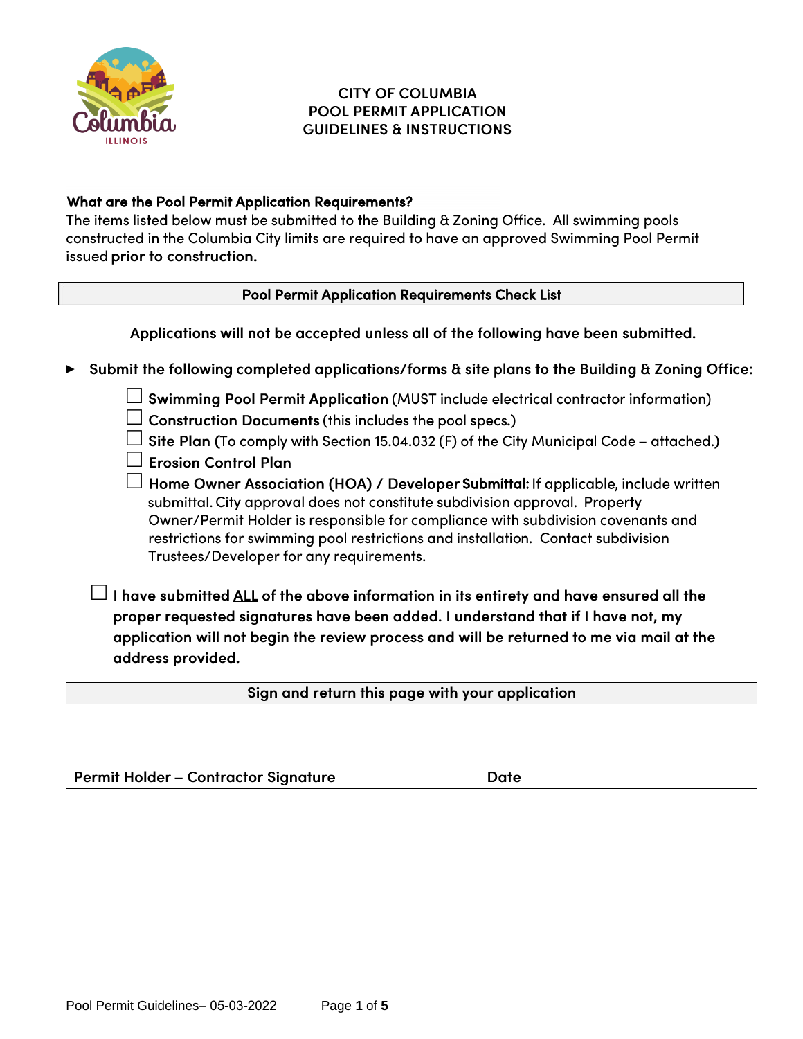# CITY OF COLUMBIA
# POOL PERMIT APPLICATION
# GUIDELINES & INSTRUCTIONS

**What are the Pool Permit Application Requirements?**
The items listed below must be submitted to the Building & Zoning Office. All swimming pools constructed in the Columbia City limits are required to have an approved Swimming Pool Permit issued **prior to construction.**

## Pool Permit Application Requirements Check List

**Applications will not be accepted unless all of the following have been submitted.**

- **Submit the following completed applications/forms & site plans to the Building & Zoning Office:**
  - ☐ **Swimming Pool Permit Application** (MUST include electrical contractor information)
  - ☐ **Construction Documents** (this includes the pool specs.)
  - ☐ **Site Plan** (To comply with Section 15.04.032 (F) of the City Municipal Code – attached.)
  - ☐ **Erosion Control Plan**
  - ☐ **Home Owner Association (HOA) / Developer Submittal:** If applicable, include written submittal. City approval does not constitute subdivision approval. Property Owner/Permit Holder is responsible for compliance with subdivision covenants and restrictions for swimming pool restrictions and installation. Contact subdivision Trustees/Developer for any requirements.

☐ **I have submitted ALL of the above information in its entirety and have ensured all the proper requested signatures have been added. I understand that if I have not, my application will not begin the review process and will be returned to me via mail at the address provided.**

| Sign and return this page with your application | |
|---|---|
| | |
| **Permit Holder – Contractor Signature** | **Date** |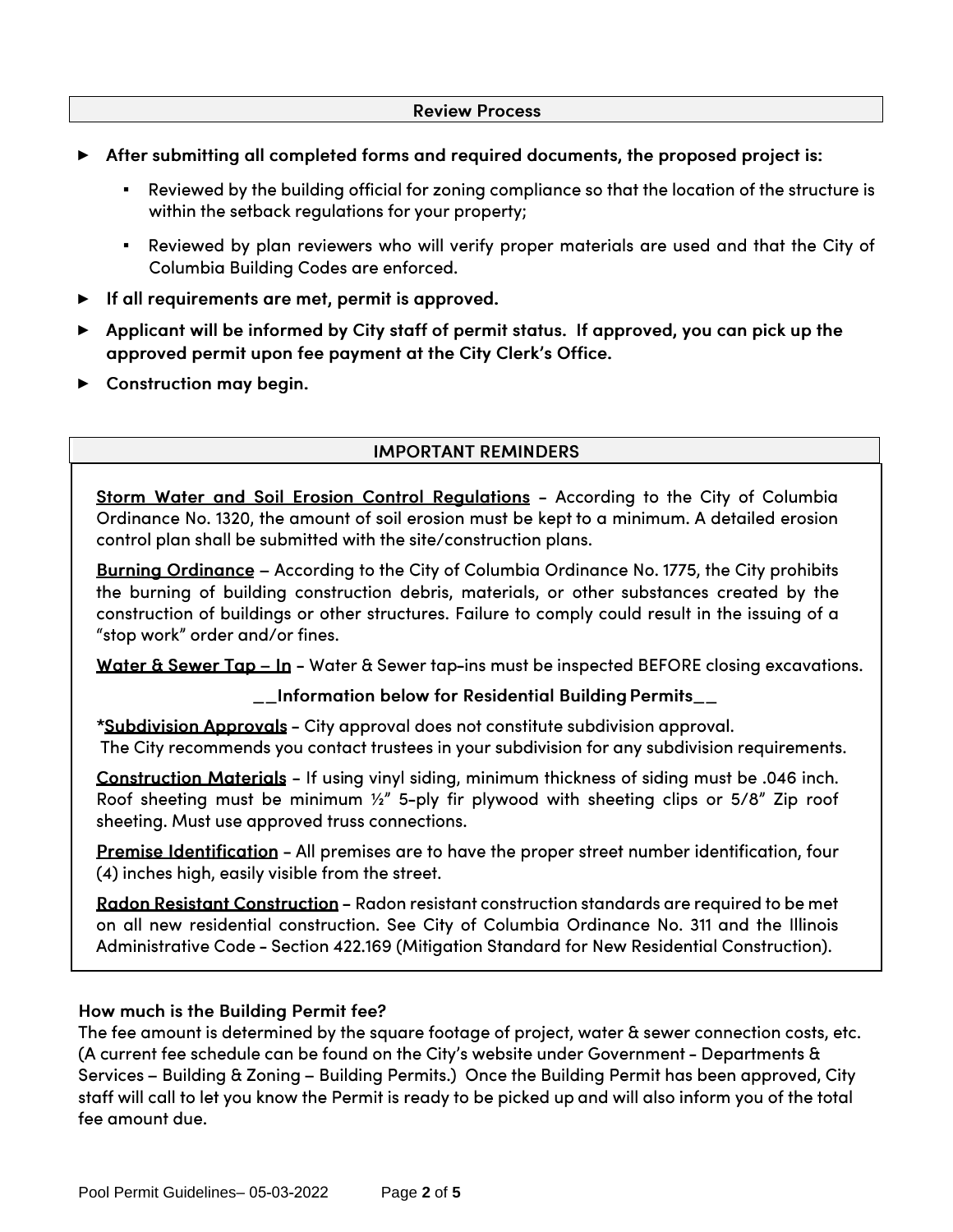## Review Process

- **After submitting all completed forms and required documents, the proposed project is:**
  - Reviewed by the building official for zoning compliance so that the location of the structure is within the setback regulations for your property;
  - Reviewed by plan reviewers who will verify proper materials are used and that the City of Columbia Building Codes are enforced.
- **If all requirements are met, permit is approved.**
- **Applicant will be informed by City staff of permit status. If approved, you can pick up the approved permit upon fee payment at the City Clerk's Office.**
- **Construction may begin.**

## IMPORTANT REMINDERS

**Storm Water and Soil Erosion Control Regulations** - According to the City of Columbia Ordinance No. 1320, the amount of soil erosion must be kept to a minimum. A detailed erosion control plan shall be submitted with the site/construction plans.

**Burning Ordinance** – According to the City of Columbia Ordinance No. 1775, the City prohibits the burning of building construction debris, materials, or other substances created by the construction of buildings or other structures. Failure to comply could result in the issuing of a "stop work" order and/or fines.

**Water & Sewer Tap – In** - Water & Sewer tap-ins must be inspected BEFORE closing excavations.

**__Information below for Residential Building Permits__**

**\*Subdivision Approvals** - City approval does not constitute subdivision approval. The City recommends you contact trustees in your subdivision for any subdivision requirements.

**Construction Materials** - If using vinyl siding, minimum thickness of siding must be .046 inch. Roof sheeting must be minimum ½" 5-ply fir plywood with sheeting clips or 5/8" Zip roof sheeting. Must use approved truss connections.

**Premise Identification** - All premises are to have the proper street number identification, four (4) inches high, easily visible from the street.

**Radon Resistant Construction** - Radon resistant construction standards are required to be met on all new residential construction. See City of Columbia Ordinance No. 311 and the Illinois Administrative Code - Section 422.169 (Mitigation Standard for New Residential Construction).

**How much is the Building Permit fee?**

The fee amount is determined by the square footage of project, water & sewer connection costs, etc. (A current fee schedule can be found on the City's website under Government - Departments & Services – Building & Zoning – Building Permits.) Once the Building Permit has been approved, City staff will call to let you know the Permit is ready to be picked up and will also inform you of the total fee amount due.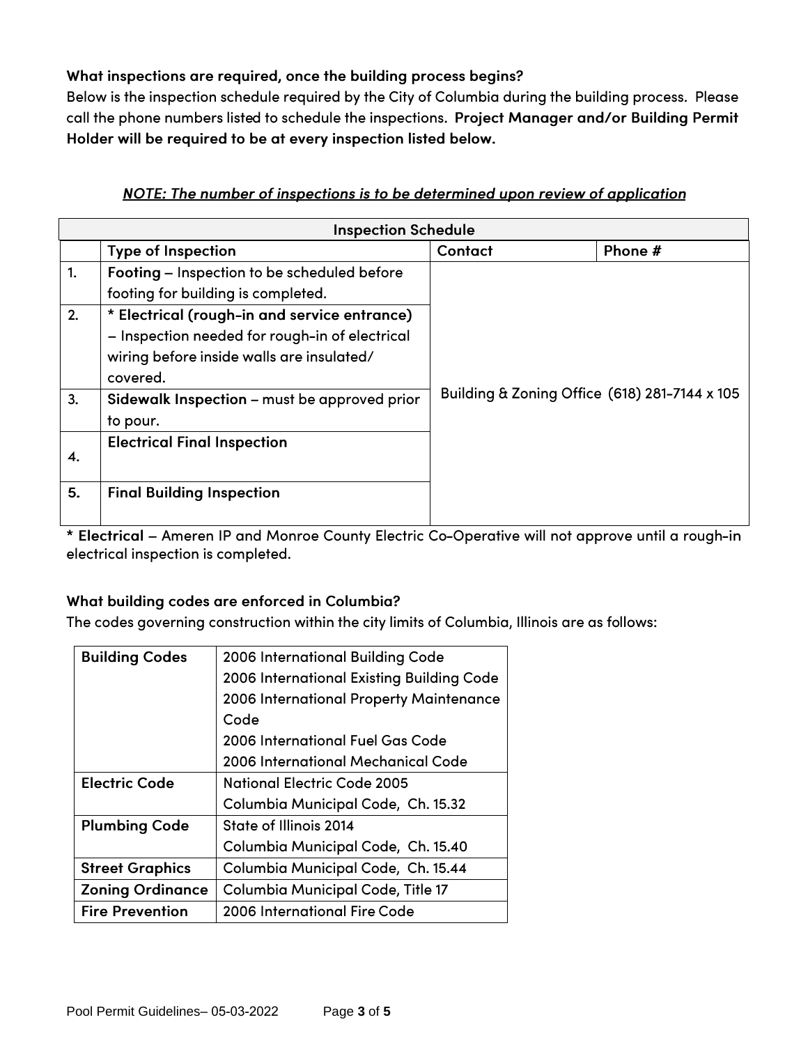**What inspections are required, once the building process begins?**

Below is the inspection schedule required by the City of Columbia during the building process. Please call the phone numbers listed to schedule the inspections. **Project Manager and/or Building Permit Holder will be required to be at every inspection listed below.**

***NOTE: The number of inspections is to be determined upon review of application***

| Inspection Schedule | | | |
|---|---|---|---|
| | **Type of Inspection** | **Contact** | **Phone #** |
| 1. | **Footing** – Inspection to be scheduled before footing for building is completed. | Building & Zoning Office | (618) 281-7144 x 105 |
| 2. | **\* Electrical (rough-in and service entrance)** – Inspection needed for rough-in of electrical wiring before inside walls are insulated/ covered. | Building & Zoning Office | (618) 281-7144 x 105 |
| 3. | **Sidewalk Inspection** – must be approved prior to pour. | Building & Zoning Office | (618) 281-7144 x 105 |
| 4. | **Electrical Final Inspection** | Building & Zoning Office | (618) 281-7144 x 105 |
| 5. | **Final Building Inspection** | Building & Zoning Office | (618) 281-7144 x 105 |

\* **Electrical** – Ameren IP and Monroe County Electric Co-Operative will not approve until a rough-in electrical inspection is completed.

**What building codes are enforced in Columbia?**

The codes governing construction within the city limits of Columbia, Illinois are as follows:

| | |
|---|---|
| **Building Codes** | 2006 International Building Code<br>2006 International Existing Building Code<br>2006 International Property Maintenance Code<br>2006 International Fuel Gas Code<br>2006 International Mechanical Code |
| **Electric Code** | National Electric Code 2005<br>Columbia Municipal Code, Ch. 15.32 |
| **Plumbing Code** | State of Illinois 2014<br>Columbia Municipal Code, Ch. 15.40 |
| **Street Graphics** | Columbia Municipal Code, Ch. 15.44 |
| **Zoning Ordinance** | Columbia Municipal Code, Title 17 |
| **Fire Prevention** | 2006 International Fire Code |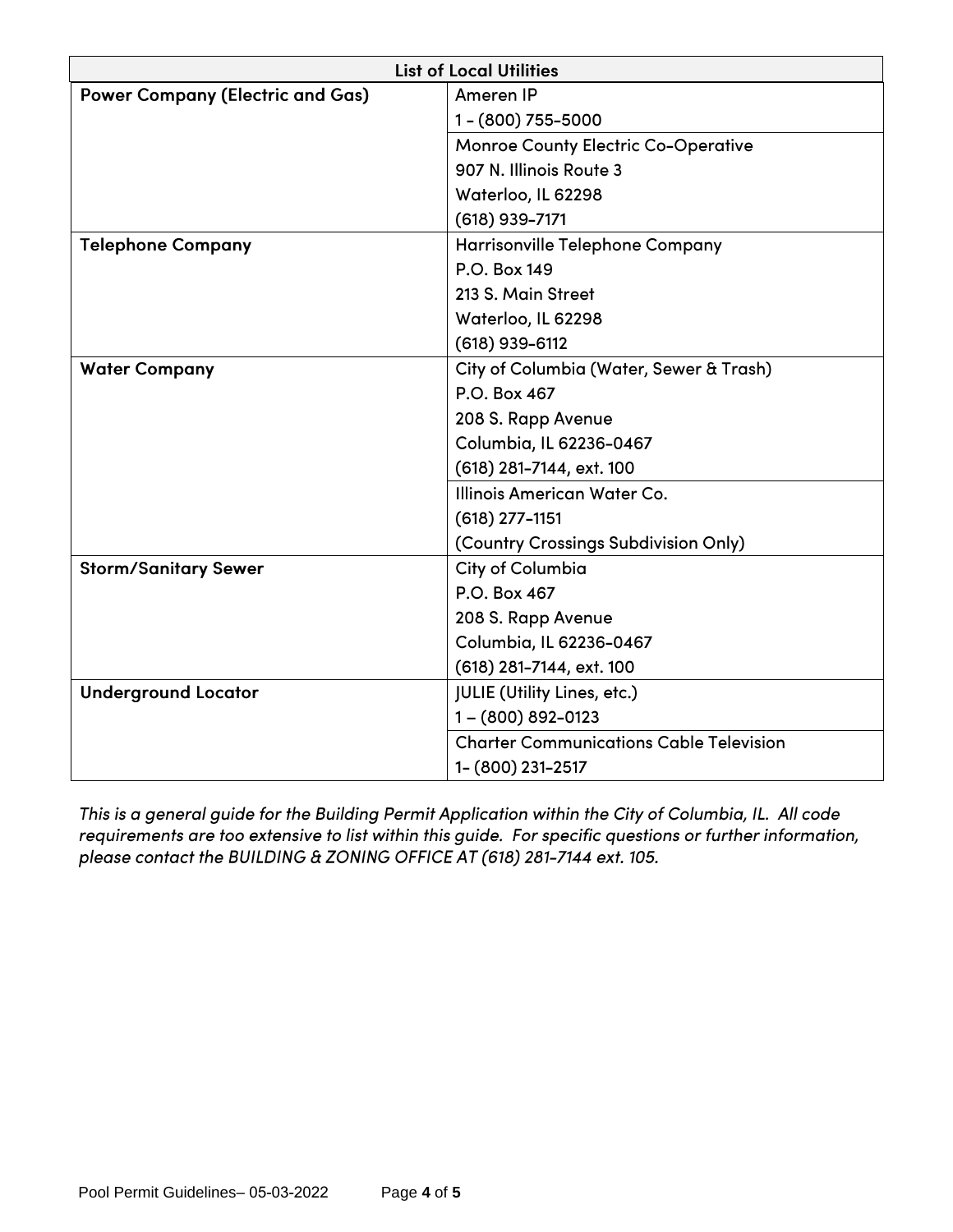| List of Local Utilities | |
|---|---|
| **Power Company (Electric and Gas)** | Ameren IP<br>1 - (800) 755-5000 |
| | Monroe County Electric Co-Operative<br>907 N. Illinois Route 3<br>Waterloo, IL 62298<br>(618) 939-7171 |
| **Telephone Company** | Harrisonville Telephone Company<br>P.O. Box 149<br>213 S. Main Street<br>Waterloo, IL 62298<br>(618) 939-6112 |
| **Water Company** | City of Columbia (Water, Sewer & Trash)<br>P.O. Box 467<br>208 S. Rapp Avenue<br>Columbia, IL 62236-0467<br>(618) 281-7144, ext. 100 |
| | Illinois American Water Co.<br>(618) 277-1151<br>(Country Crossings Subdivision Only) |
| **Storm/Sanitary Sewer** | City of Columbia<br>P.O. Box 467<br>208 S. Rapp Avenue<br>Columbia, IL 62236-0467<br>(618) 281-7144, ext. 100 |
| **Underground Locator** | JULIE (Utility Lines, etc.)<br>1 – (800) 892-0123 |
| | Charter Communications Cable Television<br>1- (800) 231-2517 |

*This is a general guide for the Building Permit Application within the City of Columbia, IL. All code requirements are too extensive to list within this guide. For specific questions or further information, please contact the BUILDING & ZONING OFFICE AT (618) 281-7144 ext. 105.*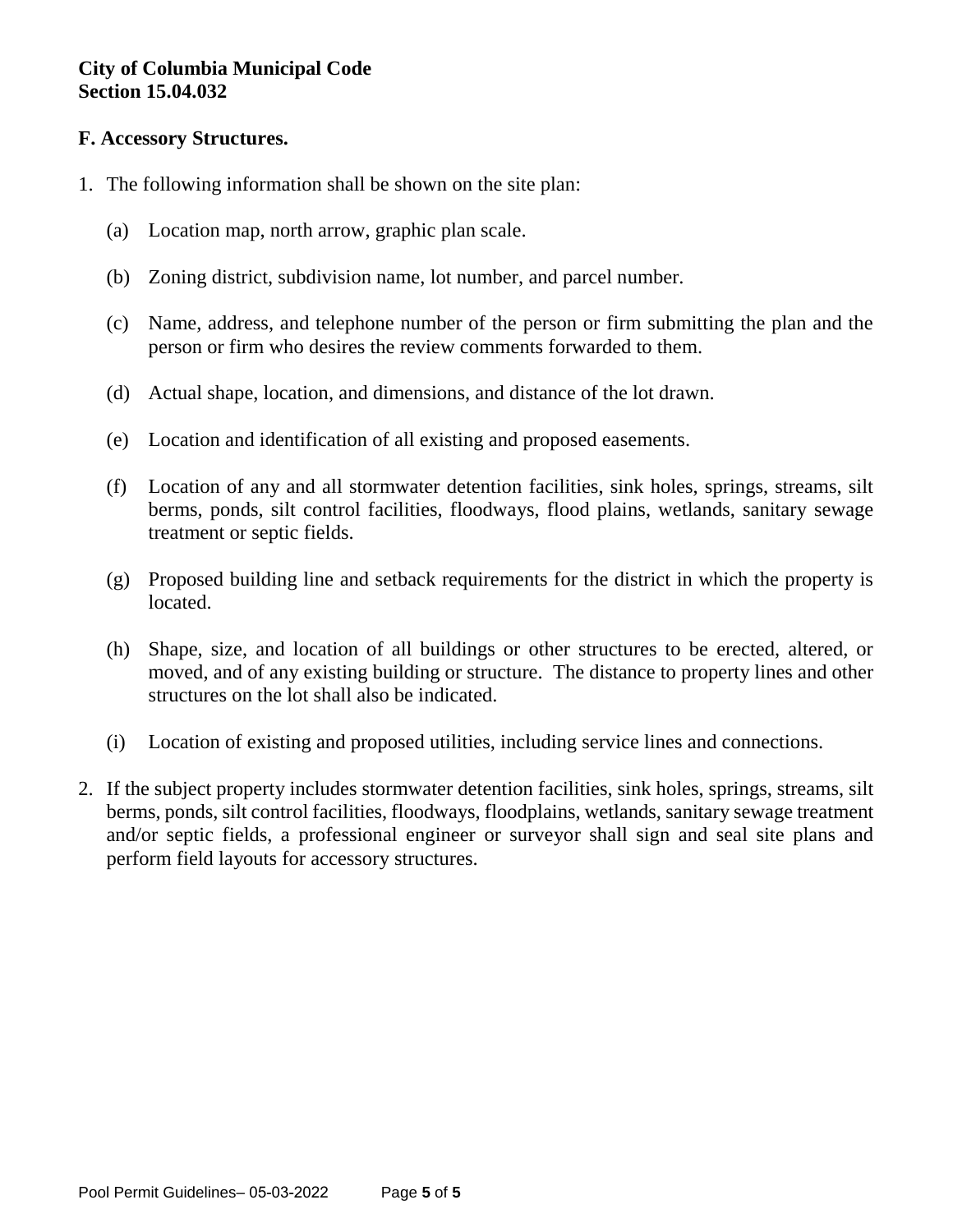**City of Columbia Municipal Code**
**Section 15.04.032**

**F. Accessory Structures.**

1. The following information shall be shown on the site plan:

   (a) Location map, north arrow, graphic plan scale.

   (b) Zoning district, subdivision name, lot number, and parcel number.

   (c) Name, address, and telephone number of the person or firm submitting the plan and the person or firm who desires the review comments forwarded to them.

   (d) Actual shape, location, and dimensions, and distance of the lot drawn.

   (e) Location and identification of all existing and proposed easements.

   (f) Location of any and all stormwater detention facilities, sink holes, springs, streams, silt berms, ponds, silt control facilities, floodways, flood plains, wetlands, sanitary sewage treatment or septic fields.

   (g) Proposed building line and setback requirements for the district in which the property is located.

   (h) Shape, size, and location of all buildings or other structures to be erected, altered, or moved, and of any existing building or structure. The distance to property lines and other structures on the lot shall also be indicated.

   (i) Location of existing and proposed utilities, including service lines and connections.

2. If the subject property includes stormwater detention facilities, sink holes, springs, streams, silt berms, ponds, silt control facilities, floodways, floodplains, wetlands, sanitary sewage treatment and/or septic fields, a professional engineer or surveyor shall sign and seal site plans and perform field layouts for accessory structures.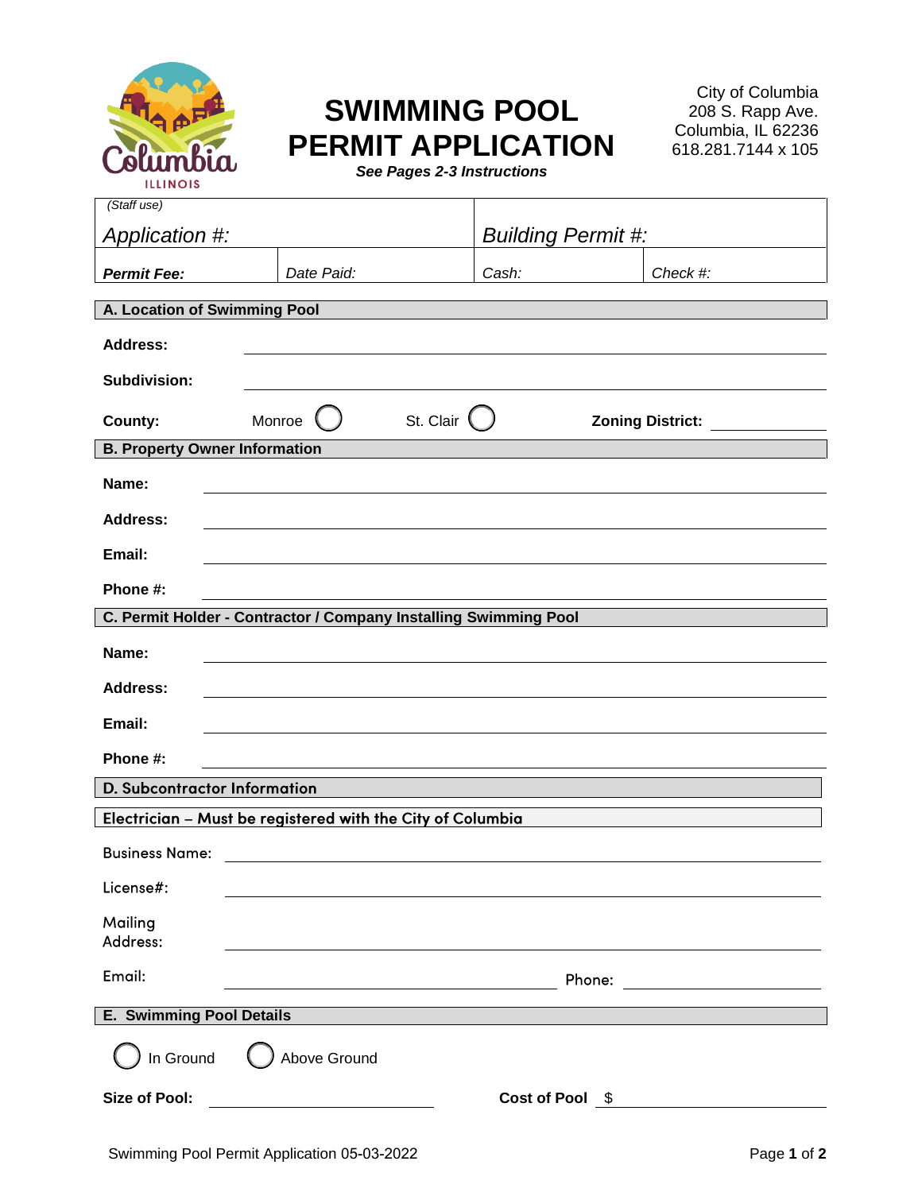City of Columbia
208 S. Rapp Ave.
Columbia, IL 62236
618.281.7144 x 105

# SWIMMING POOL PERMIT APPLICATION

***See Pages 2-3 Instructions***

| *(Staff use)* *Application #:* | | *Building Permit #:* | |
|---|---|---|---|
| ***Permit Fee:*** | *Date Paid:* | *Cash:* | *Check #:* |

## A. Location of Swimming Pool

**Address:** ______________________________

**Subdivision:** ______________________________

**County:** Monroe ◯ St. Clair ◯ **Zoning District:** ____________

## B. Property Owner Information

**Name:** ______________________________

**Address:** ______________________________

**Email:** ______________________________

**Phone #:** ______________________________

## C. Permit Holder - Contractor / Company Installing Swimming Pool

**Name:** ______________________________

**Address:** ______________________________

**Email:** ______________________________

**Phone #:** ______________________________

## D. Subcontractor Information

### Electrician – Must be registered with the City of Columbia

Business Name: ______________________________

License#: ______________________________

Mailing Address: ______________________________

Email: ____________________ Phone: ____________

## E. Swimming Pool Details

◯ In Ground ◯ Above Ground

**Size of Pool:** ____________ **Cost of Pool** $ ____________

Swimming Pool Permit Application 05-03-2022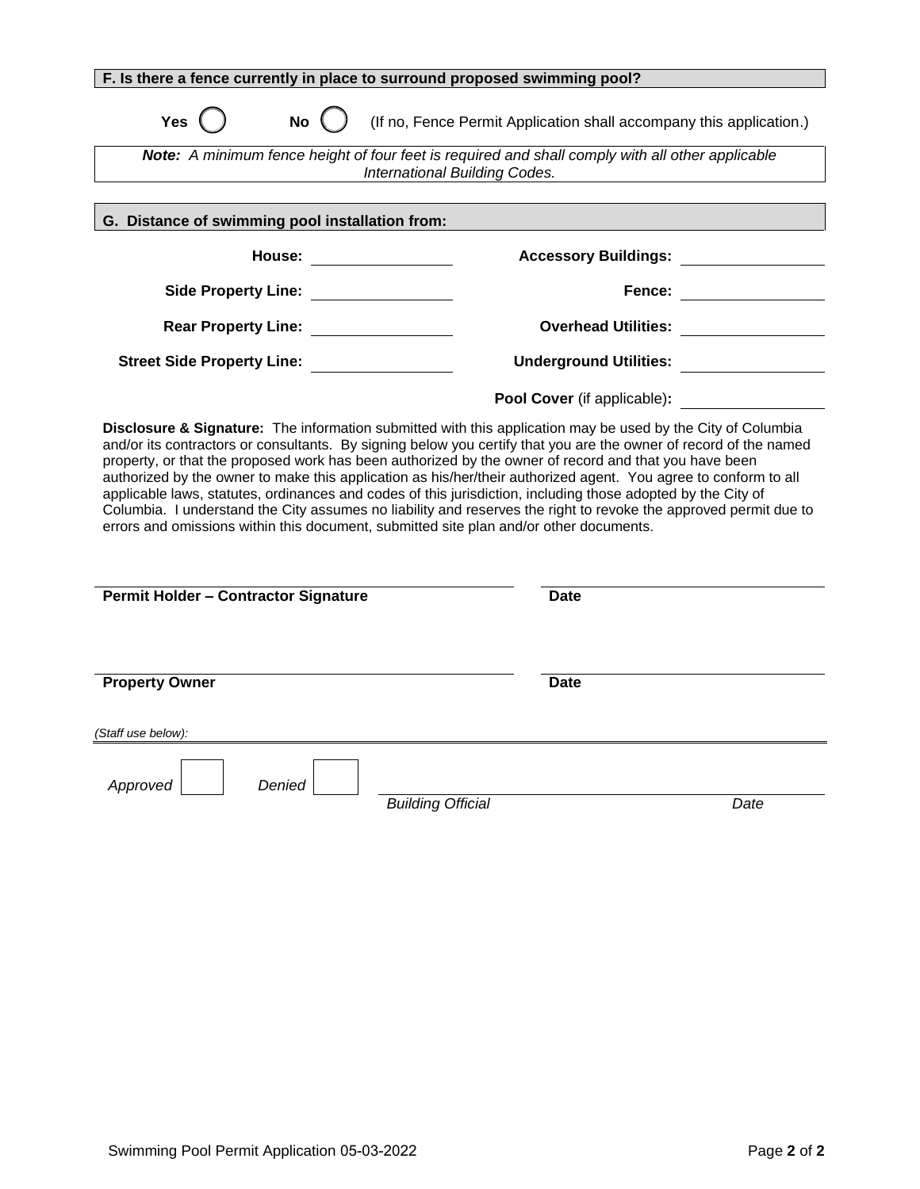## F. Is there a fence currently in place to surround proposed swimming pool?

**Yes** ◯ **No** ◯ (If no, Fence Permit Application shall accompany this application.)

***Note:*** *A minimum fence height of four feet is required and shall comply with all other applicable International Building Codes.*

## G. Distance of swimming pool installation from:

| | | | |
|---|---|---|---|
| **House:** | ________ | **Accessory Buildings:** | ________ |
| **Side Property Line:** | ________ | **Fence:** | ________ |
| **Rear Property Line:** | ________ | **Overhead Utilities:** | ________ |
| **Street Side Property Line:** | ________ | **Underground Utilities:** | ________ |
| | | **Pool Cover** (if applicable)**:** | ________ |

**Disclosure & Signature:** The information submitted with this application may be used by the City of Columbia and/or its contractors or consultants. By signing below you certify that you are the owner of record of the named property, or that the proposed work has been authorized by the owner of record and that you have been authorized by the owner to make this application as his/her/their authorized agent. You agree to conform to all applicable laws, statutes, ordinances and codes of this jurisdiction, including those adopted by the City of Columbia. I understand the City assumes no liability and reserves the right to revoke the approved permit due to errors and omissions within this document, submitted site plan and/or other documents.

______________________________ ______________________________

**Permit Holder – Contractor Signature** **Date**

______________________________ ______________________________

**Property Owner** **Date**

*(Staff use below):*

*Approved* ☐ *Denied* ☐ ______________________________

*Building Official* *Date*

Swimming Pool Permit Application 05-03-2022